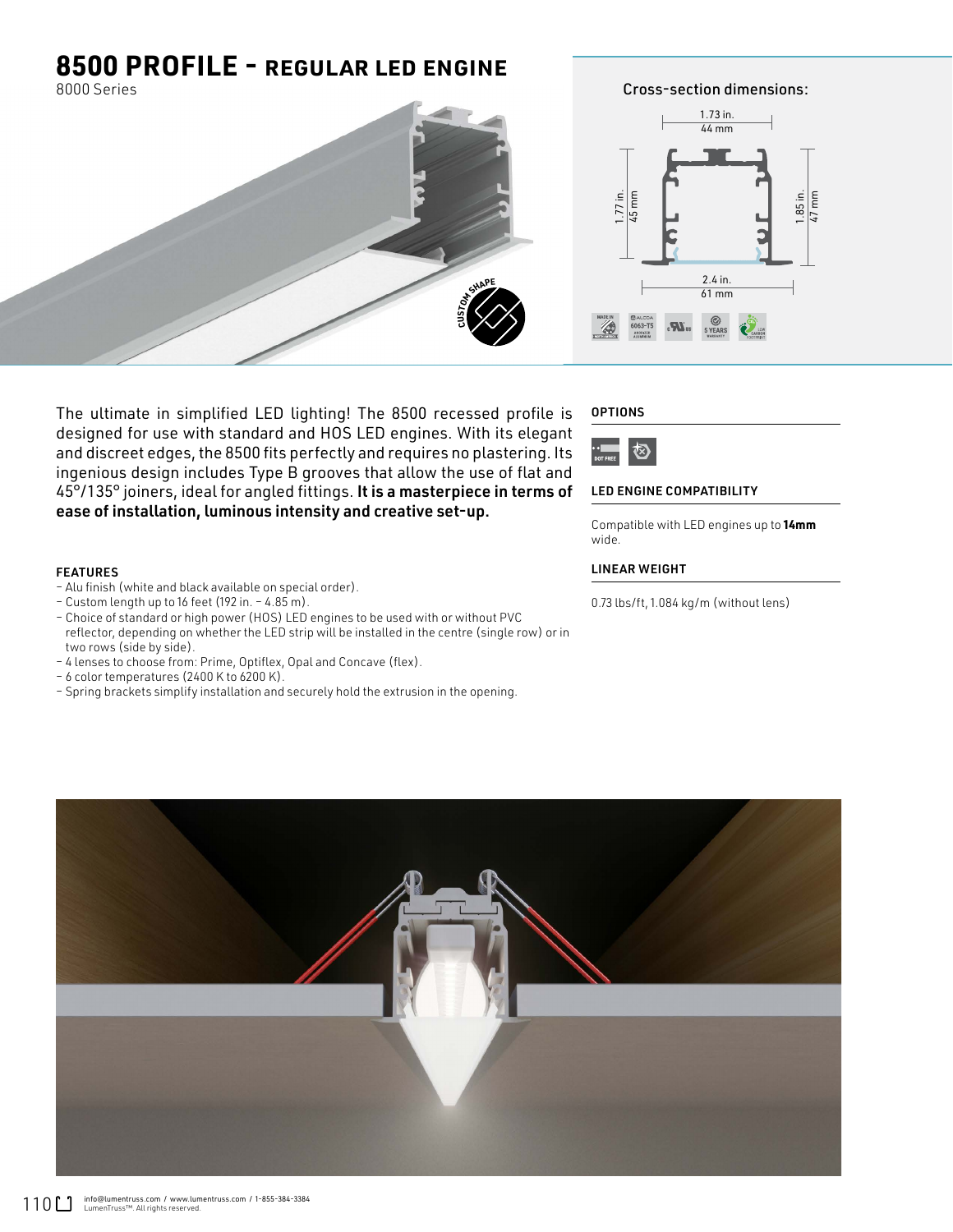# 8500 PROFILE - REGULAR LED ENGINE

8000 Series

Cross-section dimensions:

1.73 in.
44 mm

1.77 in.
45 mm

1.85 in.
47 mm

2.4 in.
61 mm

The ultimate in simplified LED lighting! The 8500 recessed profile is designed for use with standard and HOS LED engines. With its elegant and discreet edges, the 8500 fits perfectly and requires no plastering. Its ingenious design includes Type B grooves that allow the use of flat and 45°/135° joiners, ideal for angled fittings. **It is a masterpiece in terms of ease of installation, luminous intensity and creative set-up.**

### FEATURES

- Alu finish (white and black available on special order).
- Custom length up to 16 feet (192 in. – 4.85 m).
- Choice of standard or high power (HOS) LED engines to be used with or without PVC reflector, depending on whether the LED strip will be installed in the centre (single row) or in two rows (side by side).
- 4 lenses to choose from: Prime, Optiflex, Opal and Concave (flex).
- 6 color temperatures (2400 K to 6200 K).
- Spring brackets simplify installation and securely hold the extrusion in the opening.

### OPTIONS

DOT FREE

### LED ENGINE COMPATIBILITY

Compatible with LED engines up to **14mm** wide.

### LINEAR WEIGHT

0.73 lbs/ft, 1.084 kg/m (without lens)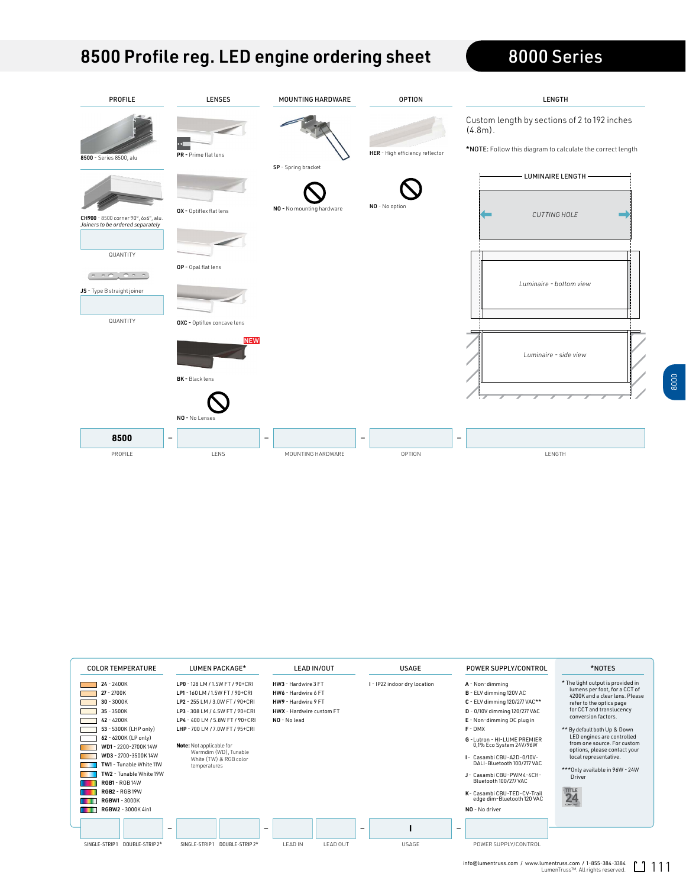# 8500 Profile reg. LED engine ordering sheet

## 8000 Series

### PROFILE

**8500** - Series 8500, alu

**CH900** - 8500 corner 90°, 6x6", alu.
*Joiners to be ordered separately*

QUANTITY

**JS** - Type B straight joiner

QUANTITY

### LENSES

**PR** - Prime flat lens

**OX** - Optiflex flat lens

**OP** - Opal flat lens

**OXC** - Optiflex concave lens

NEW

**BK** - Black lens

**NO** - No Lenses

### MOUNTING HARDWARE

**SP** - Spring bracket

**NO** - No mounting hardware

### OPTION

**HER** - High efficiency reflector

**NO** - No option

### LENGTH

Custom length by sections of 2 to 192 inches (4.8m).

***NOTE:** Follow this diagram to calculate the correct length

LUMINAIRE LENGTH

CUTTING HOLE

Luminaire - bottom view

Luminaire - side view

| 8500 | – | | – | | – | | – | |
|---|---|---|---|---|---|---|---|---|
| PROFILE | | LENS | | MOUNTING HARDWARE | | OPTION | | LENGTH |

### COLOR TEMPERATURE

- **24** - 2400K
- **27** - 2700K
- **30** - 3000K
- **35** - 3500K
- **42** - 4200K
- **53** - 5300K (LHP only)
- **62** - 6200K (LP only)
- **WD1** - 2200-2700K 14W
- **WD3** - 2700-3500K 14W
- **TW1** - Tunable White 11W
- **TW2** - Tunable White 19W
- **RGB1** - RGB 14W
- **RGB2** - RGB 19W
- **RGBW1** - 3000K
- **RGBW2** - 3000K 4in1

### LUMEN PACKAGE*

- **LP0** - 128 LM / 1.5W FT / 90+CRI
- **LP1** - 160 LM / 1.5W FT / 90+CRI
- **LP2** - 255 LM / 3.0W FT / 90+CRI
- **LP3** - 308 LM / 4.5W FT / 90+CRI
- **LP4** - 400 LM / 5.8W FT / 90+CRI
- **LHP** - 700 LM / 7.0W FT / 95+CRI

**Note:** Not applicable for Warmdim (WD), Tunable White (TW) & RGB color temperatures

### LEAD IN/OUT

- **HW3** - Hardwire 3 FT
- **HW6** - Hardwire 6 FT
- **HW9** - Hardwire 9 FT
- **HWX** - Hardwire custom FT
- **NO** - No lead

### USAGE

- **I** - IP22 indoor dry location

### POWER SUPPLY/CONTROL

- **A** - Non-dimming
- **B** - ELV dimming 120V AC
- **C** - ELV dimming 120/277 VAC**
- **D** - 0/10V dimming 120/277 VAC
- **E** - Non-dimming DC plug in
- **F** - DMX
- **G** - Lutron - HI-LUME PREMIER 0,1% Eco System 24V/96W
- **I** - Casambi CBU-A2D-0/10V-DALI-Bluetooth 100/277 VAC
- **J** - Casambi CBU-PWM4-4CH-Bluetooth 100/277 VAC
- **K** - Casambi CBU-TED-CV-Trail edge dim-Bluetooth 120 VAC
- **NO** - No driver

### *NOTES

\* The light output is provided in lumens per foot, for a CCT of 4200K and a clear lens. Please refer to the optics page for CCT and translucency conversion factors.

** By default both Up & Down LED engines are controlled from one source. For custom options, please contact your local representative.

***Only available in 96W - 24W Driver

TITLE 24 COMPLIANT

| | | – | | | – | | | – | I | – | |
|---|---|---|---|---|---|---|---|---|---|---|---|
| SINGLE-STRIP 1 | DOUBLE-STRIP 2* | | SINGLE-STRIP 1 | DOUBLE-STRIP 2* | | LEAD IN | LEAD OUT | | USAGE | | POWER SUPPLY/CONTROL |

info@lumentruss.com / www.lumentruss.com / 1-855-384-3384
LumenTruss™. All rights reserved.